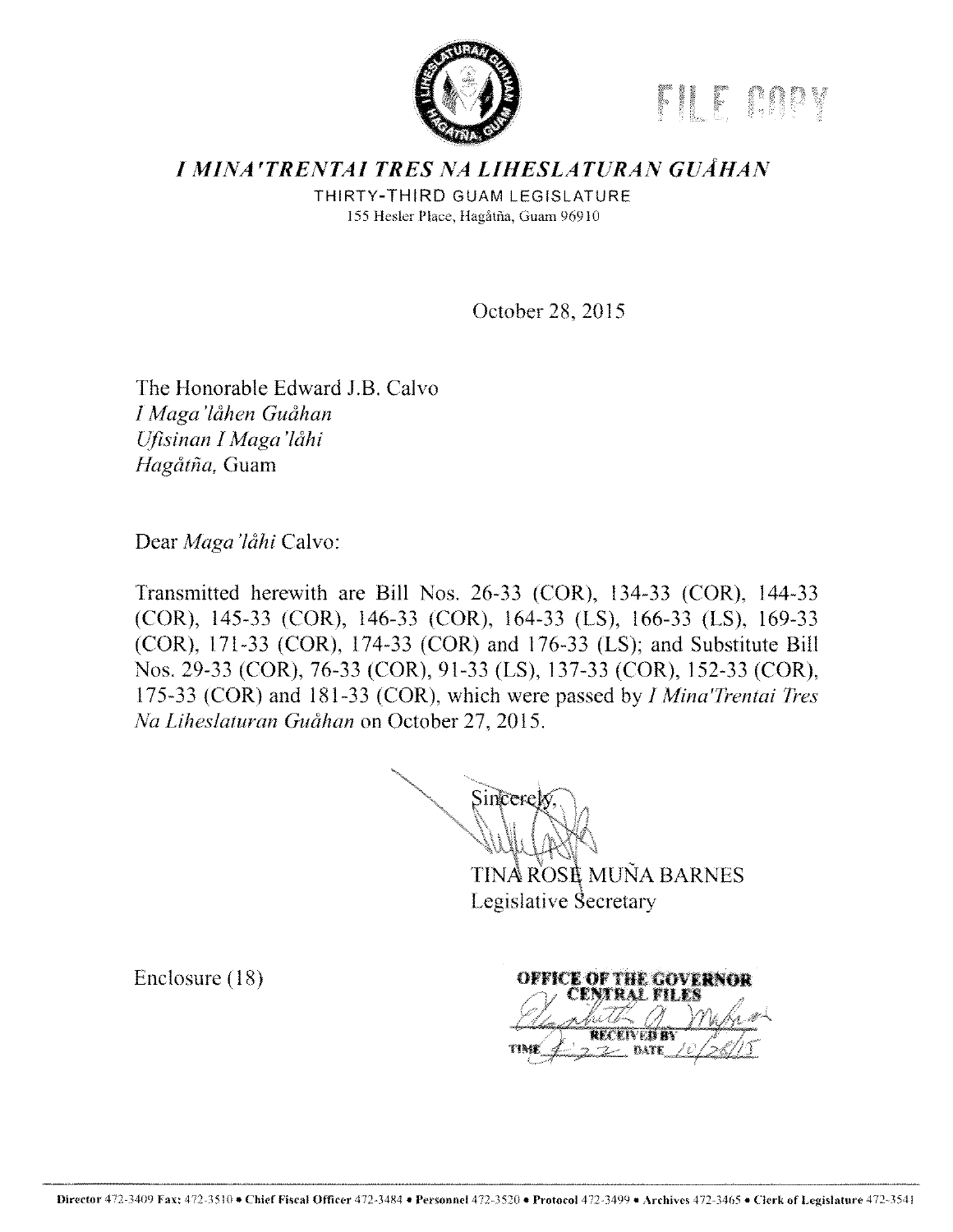FILE COPY

# *I MINA'TRENTAI TRES NA LIHESLATURAN GUÅHAN*

THIRTY-THIRD GUAM LEGISLATURE
155 Hesler Place, Hagåtña, Guam 96910

October 28, 2015

The Honorable Edward J.B. Calvo
*I Maga'låhen Guåhan*
*Ufisinan I Maga'låhi*
*Hagåtña,* Guam

Dear *Maga'låhi* Calvo:

Transmitted herewith are Bill Nos. 26-33 (COR), 134-33 (COR), 144-33 (COR), 145-33 (COR), 146-33 (COR), 164-33 (LS), 166-33 (LS), 169-33 (COR), 171-33 (COR), 174-33 (COR) and 176-33 (LS); and Substitute Bill Nos. 29-33 (COR), 76-33 (COR), 91-33 (LS), 137-33 (COR), 152-33 (COR), 175-33 (COR) and 181-33 (COR), which were passed by *I Mina'Trentai Tres Na Liheslaturan Guåhan* on October 27, 2015.

Sincerely,

TINA ROSE MUÑA BARNES
Legislative Secretary

Enclosure (18)

OFFICE OF THE GOVERNOR
CENTRAL FILES
RECEIVED BY
TIME 4:22 DATE 10/28/15

Director 472-3409 Fax: 472-3510 • Chief Fiscal Officer 472-3484 • Personnel 472-3520 • Protocol 472-3499 • Archives 472-3465 • Clerk of Legislature 472-3541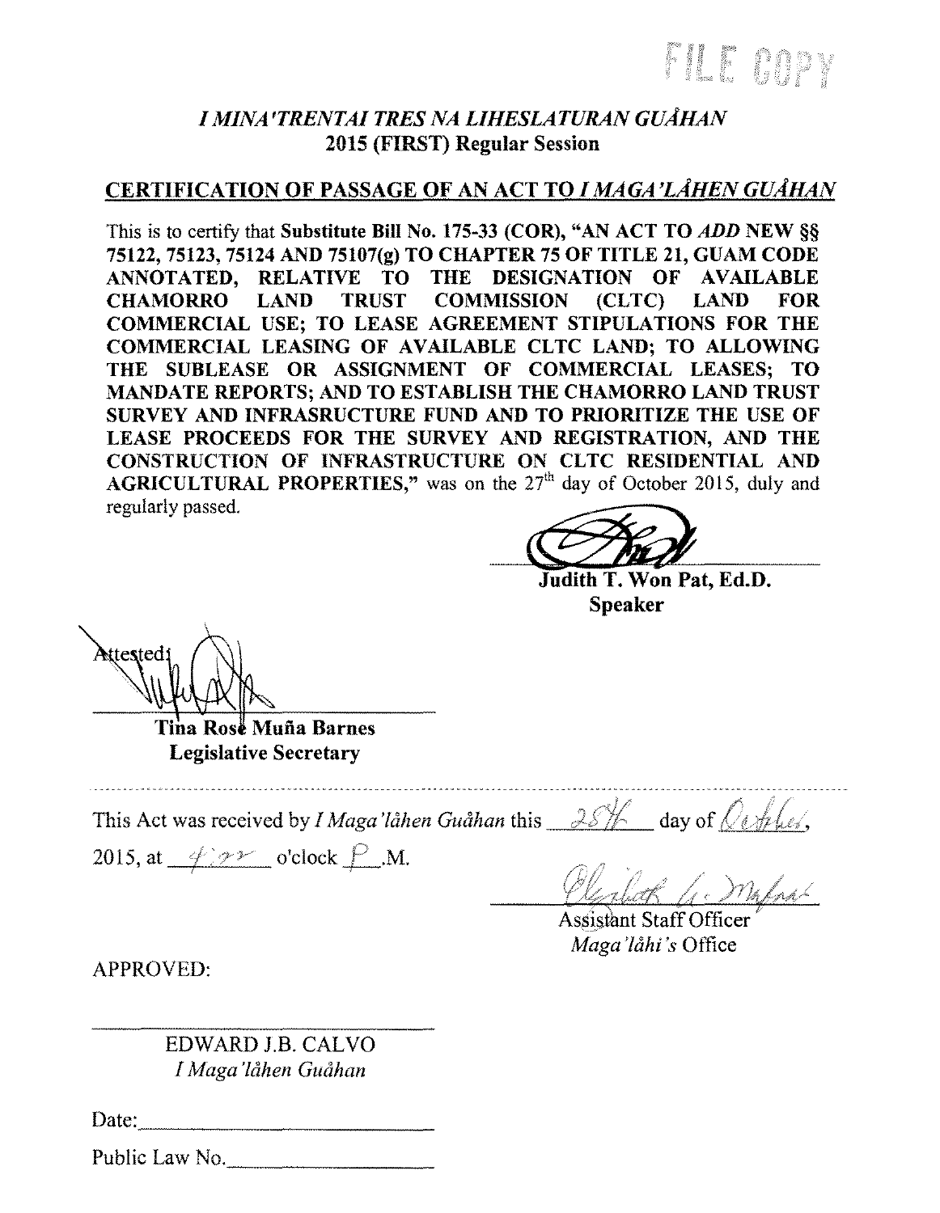FILE COPY

## *I MINA'TRENTAI TRES NA LIHESLATURAN GUÅHAN*
## 2015 (FIRST) Regular Session

### CERTIFICATION OF PASSAGE OF AN ACT TO *I MAGA'LÅHEN GUÅHAN*

This is to certify that **Substitute Bill No. 175-33 (COR), "AN ACT TO *ADD* NEW §§ 75122, 75123, 75124 AND 75107(g) TO CHAPTER 75 OF TITLE 21, GUAM CODE ANNOTATED, RELATIVE TO THE DESIGNATION OF AVAILABLE CHAMORRO LAND TRUST COMMISSION (CLTC) LAND FOR COMMERCIAL USE; TO LEASE AGREEMENT STIPULATIONS FOR THE COMMERCIAL LEASING OF AVAILABLE CLTC LAND; TO ALLOWING THE SUBLEASE OR ASSIGNMENT OF COMMERCIAL LEASES; TO MANDATE REPORTS; AND TO ESTABLISH THE CHAMORRO LAND TRUST SURVEY AND INFRASRUCTURE FUND AND TO PRIORITIZE THE USE OF LEASE PROCEEDS FOR THE SURVEY AND REGISTRATION, AND THE CONSTRUCTION OF INFRASTRUCTURE ON CLTC RESIDENTIAL AND AGRICULTURAL PROPERTIES,"** was on the 27th day of October 2015, duly and regularly passed.

**Judith T. Won Pat, Ed.D.**
**Speaker**

Attested:

**Tina Rose Muña Barnes**
**Legislative Secretary**

---

This Act was received by *I Maga'låhen Guåhan* this 28th day of October, 2015, at 4:22 o'clock P.M.

Assistant Staff Officer
*Maga'låhi's* Office

APPROVED:

EDWARD J.B. CALVO
*I Maga'låhen Guåhan*

Date: ______________________

Public Law No. ______________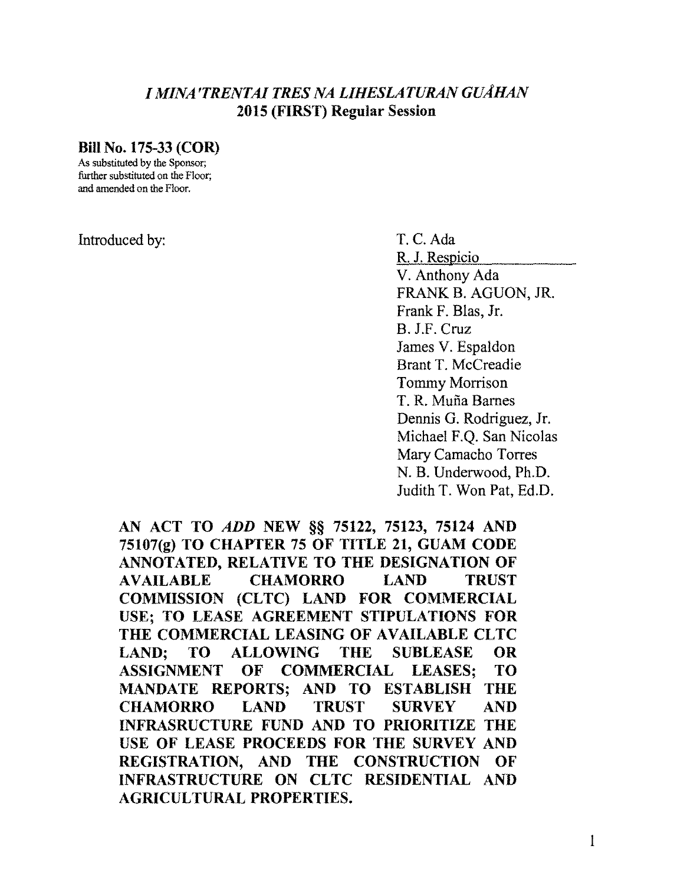## *I MINA'TRENTAI TRES NA LIHESLATURAN GUÅHAN*
## 2015 (FIRST) Regular Session

**Bill No. 175-33 (COR)**

As substituted by the Sponsor;
further substituted on the Floor;
and amended on the Floor.

Introduced by:

T. C. Ada
R. J. Respicio
V. Anthony Ada
FRANK B. AGUON, JR.
Frank F. Blas, Jr.
B. J.F. Cruz
James V. Espaldon
Brant T. McCreadie
Tommy Morrison
T. R. Muña Barnes
Dennis G. Rodriguez, Jr.
Michael F.Q. San Nicolas
Mary Camacho Torres
N. B. Underwood, Ph.D.
Judith T. Won Pat, Ed.D.

**AN ACT TO *ADD* NEW §§ 75122, 75123, 75124 AND 75107(g) TO CHAPTER 75 OF TITLE 21, GUAM CODE ANNOTATED, RELATIVE TO THE DESIGNATION OF AVAILABLE CHAMORRO LAND TRUST COMMISSION (CLTC) LAND FOR COMMERCIAL USE; TO LEASE AGREEMENT STIPULATIONS FOR THE COMMERCIAL LEASING OF AVAILABLE CLTC LAND; TO ALLOWING THE SUBLEASE OR ASSIGNMENT OF COMMERCIAL LEASES; TO MANDATE REPORTS; AND TO ESTABLISH THE CHAMORRO LAND TRUST SURVEY AND INFRASRUCTURE FUND AND TO PRIORITIZE THE USE OF LEASE PROCEEDS FOR THE SURVEY AND REGISTRATION, AND THE CONSTRUCTION OF INFRASTRUCTURE ON CLTC RESIDENTIAL AND AGRICULTURAL PROPERTIES.**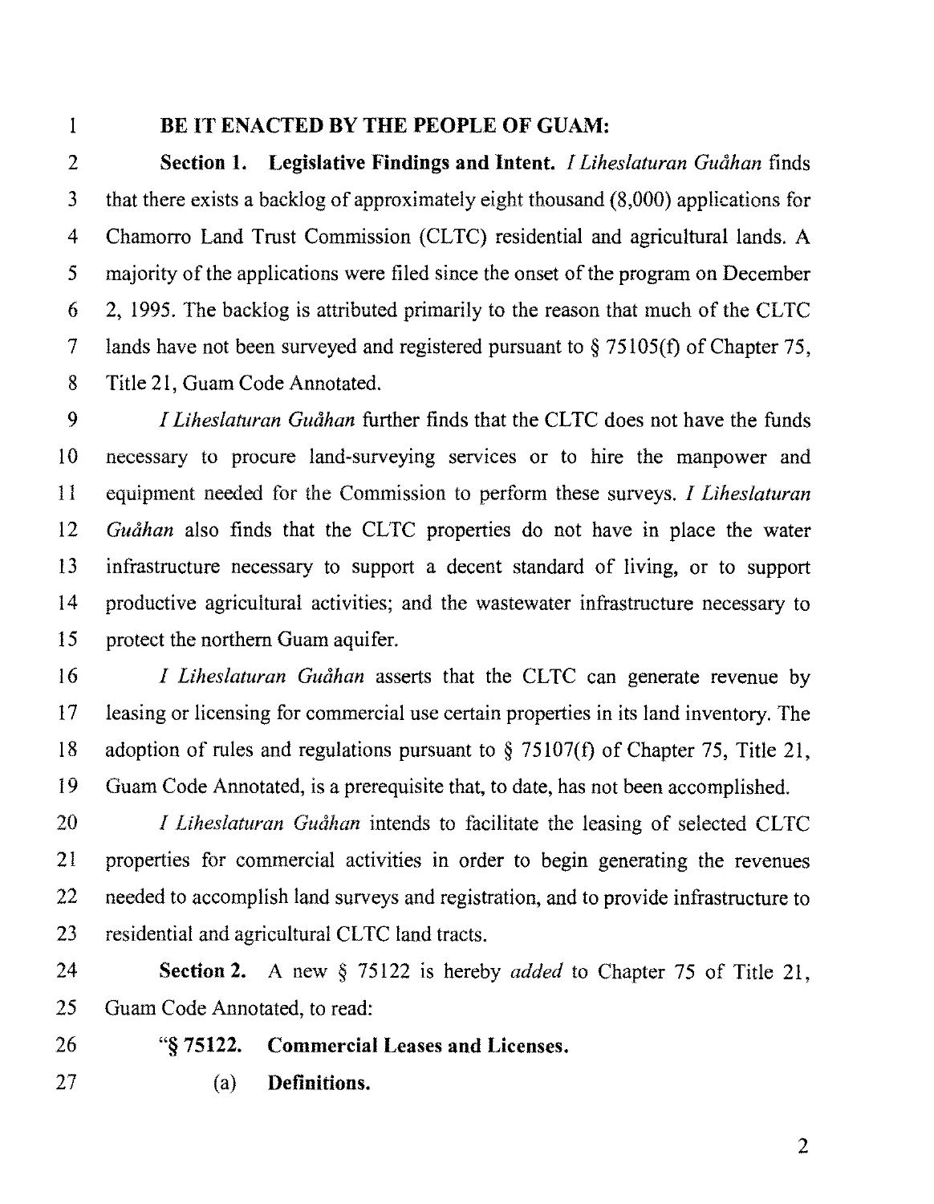**BE IT ENACTED BY THE PEOPLE OF GUAM:**

**Section 1. Legislative Findings and Intent.** *I Liheslaturan Guåhan* finds that there exists a backlog of approximately eight thousand (8,000) applications for Chamorro Land Trust Commission (CLTC) residential and agricultural lands. A majority of the applications were filed since the onset of the program on December 2, 1995. The backlog is attributed primarily to the reason that much of the CLTC lands have not been surveyed and registered pursuant to § 75105(f) of Chapter 75, Title 21, Guam Code Annotated.

*I Liheslaturan Guåhan* further finds that the CLTC does not have the funds necessary to procure land-surveying services or to hire the manpower and equipment needed for the Commission to perform these surveys. *I Liheslaturan Guåhan* also finds that the CLTC properties do not have in place the water infrastructure necessary to support a decent standard of living, or to support productive agricultural activities; and the wastewater infrastructure necessary to protect the northern Guam aquifer.

*I Liheslaturan Guåhan* asserts that the CLTC can generate revenue by leasing or licensing for commercial use certain properties in its land inventory. The adoption of rules and regulations pursuant to § 75107(f) of Chapter 75, Title 21, Guam Code Annotated, is a prerequisite that, to date, has not been accomplished.

*I Liheslaturan Guåhan* intends to facilitate the leasing of selected CLTC properties for commercial activities in order to begin generating the revenues needed to accomplish land surveys and registration, and to provide infrastructure to residential and agricultural CLTC land tracts.

**Section 2.** A new § 75122 is hereby *added* to Chapter 75 of Title 21, Guam Code Annotated, to read:

"**§ 75122. Commercial Leases and Licenses.**

(a) **Definitions.**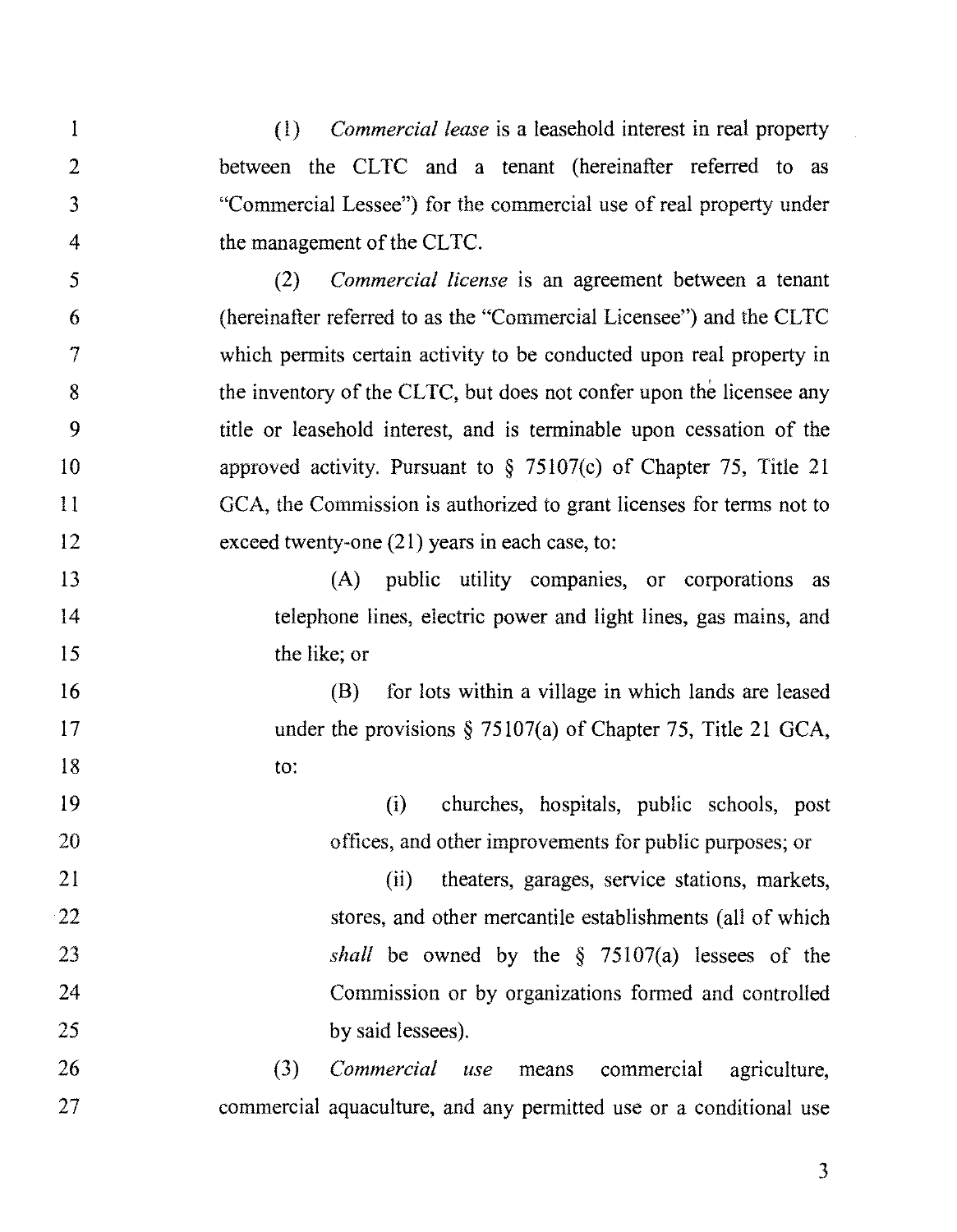(1) *Commercial lease* is a leasehold interest in real property between the CLTC and a tenant (hereinafter referred to as "Commercial Lessee") for the commercial use of real property under the management of the CLTC.

(2) *Commercial license* is an agreement between a tenant (hereinafter referred to as the "Commercial Licensee") and the CLTC which permits certain activity to be conducted upon real property in the inventory of the CLTC, but does not confer upon the licensee any title or leasehold interest, and is terminable upon cessation of the approved activity. Pursuant to § 75107(c) of Chapter 75, Title 21 GCA, the Commission is authorized to grant licenses for terms not to exceed twenty-one (21) years in each case, to:

(A) public utility companies, or corporations as telephone lines, electric power and light lines, gas mains, and the like; or

(B) for lots within a village in which lands are leased under the provisions § 75107(a) of Chapter 75, Title 21 GCA, to:

(i) churches, hospitals, public schools, post offices, and other improvements for public purposes; or

(ii) theaters, garages, service stations, markets, stores, and other mercantile establishments (all of which *shall* be owned by the § 75107(a) lessees of the Commission or by organizations formed and controlled by said lessees).

(3) *Commercial use* means commercial agriculture, commercial aquaculture, and any permitted use or a conditional use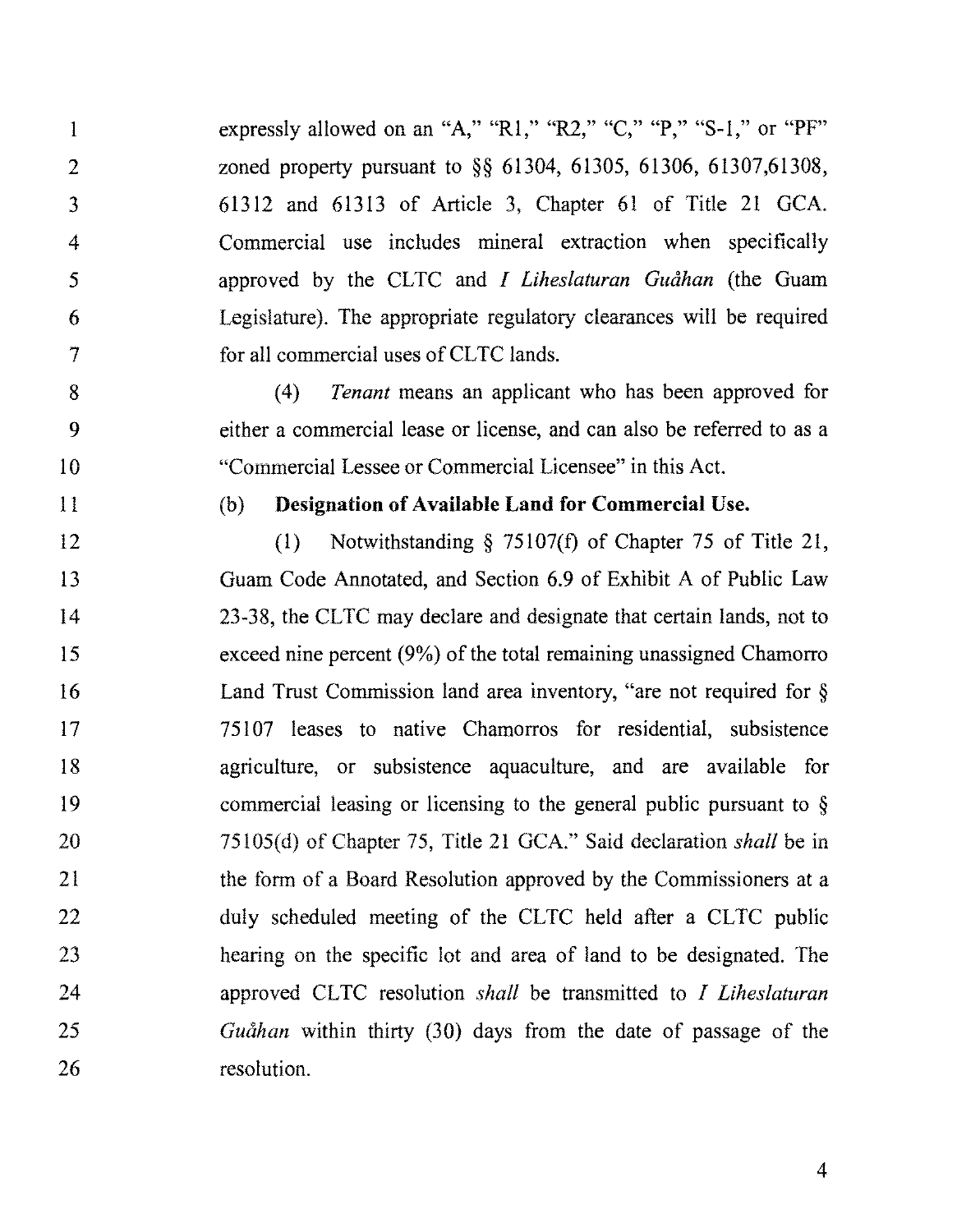expressly allowed on an "A," "R1," "R2," "C," "P," "S-1," or "PF" zoned property pursuant to §§ 61304, 61305, 61306, 61307,61308, 61312 and 61313 of Article 3, Chapter 61 of Title 21 GCA. Commercial use includes mineral extraction when specifically approved by the CLTC and *I Liheslaturan Guåhan* (the Guam Legislature). The appropriate regulatory clearances will be required for all commercial uses of CLTC lands.

(4) *Tenant* means an applicant who has been approved for either a commercial lease or license, and can also be referred to as a "Commercial Lessee or Commercial Licensee" in this Act.

(b) **Designation of Available Land for Commercial Use.**

(1) Notwithstanding § 75107(f) of Chapter 75 of Title 21, Guam Code Annotated, and Section 6.9 of Exhibit A of Public Law 23-38, the CLTC may declare and designate that certain lands, not to exceed nine percent (9%) of the total remaining unassigned Chamorro Land Trust Commission land area inventory, "are not required for § 75107 leases to native Chamorros for residential, subsistence agriculture, or subsistence aquaculture, and are available for commercial leasing or licensing to the general public pursuant to § 75105(d) of Chapter 75, Title 21 GCA." Said declaration *shall* be in the form of a Board Resolution approved by the Commissioners at a duly scheduled meeting of the CLTC held after a CLTC public hearing on the specific lot and area of land to be designated. The approved CLTC resolution *shall* be transmitted to *I Liheslaturan Guåhan* within thirty (30) days from the date of passage of the resolution.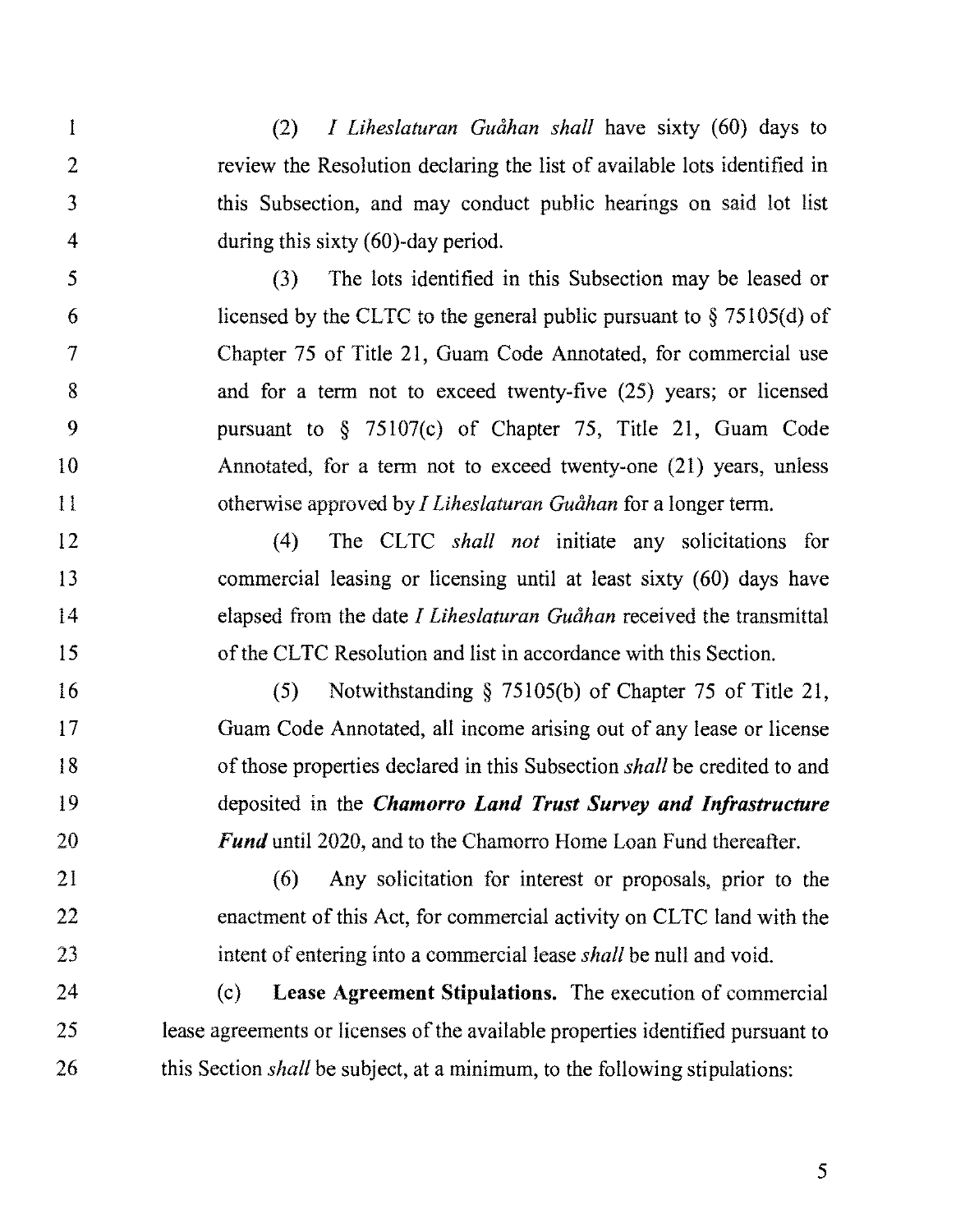(2) *I Liheslaturan Guåhan shall* have sixty (60) days to review the Resolution declaring the list of available lots identified in this Subsection, and may conduct public hearings on said lot list during this sixty (60)-day period.

(3) The lots identified in this Subsection may be leased or licensed by the CLTC to the general public pursuant to § 75105(d) of Chapter 75 of Title 21, Guam Code Annotated, for commercial use and for a term not to exceed twenty-five (25) years; or licensed pursuant to § 75107(c) of Chapter 75, Title 21, Guam Code Annotated, for a term not to exceed twenty-one (21) years, unless otherwise approved by *I Liheslaturan Guåhan* for a longer term.

(4) The CLTC *shall not* initiate any solicitations for commercial leasing or licensing until at least sixty (60) days have elapsed from the date *I Liheslaturan Guåhan* received the transmittal of the CLTC Resolution and list in accordance with this Section.

(5) Notwithstanding § 75105(b) of Chapter 75 of Title 21, Guam Code Annotated, all income arising out of any lease or license of those properties declared in this Subsection *shall* be credited to and deposited in the ***Chamorro Land Trust Survey and Infrastructure Fund*** until 2020, and to the Chamorro Home Loan Fund thereafter.

(6) Any solicitation for interest or proposals, prior to the enactment of this Act, for commercial activity on CLTC land with the intent of entering into a commercial lease *shall* be null and void.

(c) **Lease Agreement Stipulations.** The execution of commercial lease agreements or licenses of the available properties identified pursuant to this Section *shall* be subject, at a minimum, to the following stipulations: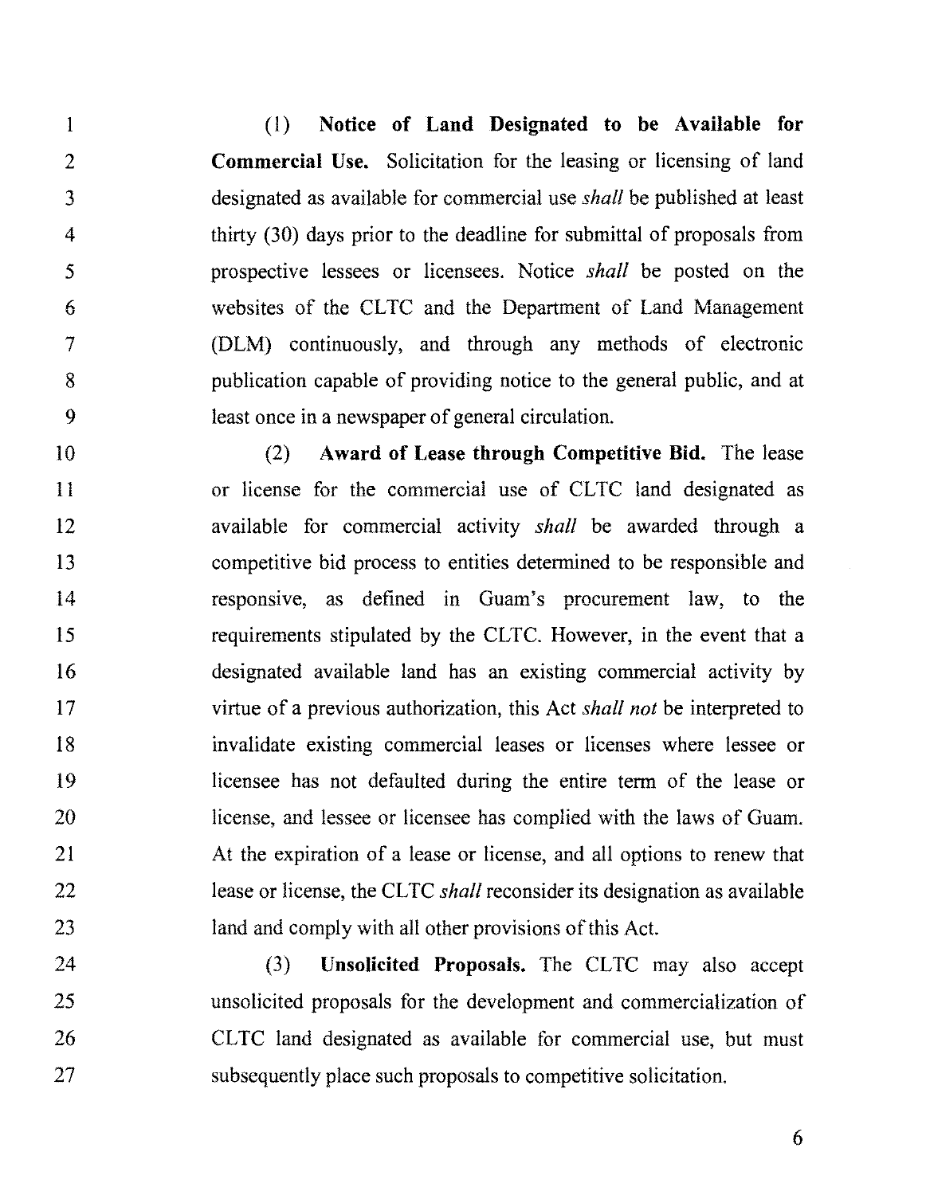(1) **Notice of Land Designated to be Available for Commercial Use.** Solicitation for the leasing or licensing of land designated as available for commercial use *shall* be published at least thirty (30) days prior to the deadline for submittal of proposals from prospective lessees or licensees. Notice *shall* be posted on the websites of the CLTC and the Department of Land Management (DLM) continuously, and through any methods of electronic publication capable of providing notice to the general public, and at least once in a newspaper of general circulation.

(2) **Award of Lease through Competitive Bid.** The lease or license for the commercial use of CLTC land designated as available for commercial activity *shall* be awarded through a competitive bid process to entities determined to be responsible and responsive, as defined in Guam's procurement law, to the requirements stipulated by the CLTC. However, in the event that a designated available land has an existing commercial activity by virtue of a previous authorization, this Act *shall not* be interpreted to invalidate existing commercial leases or licenses where lessee or licensee has not defaulted during the entire term of the lease or license, and lessee or licensee has complied with the laws of Guam. At the expiration of a lease or license, and all options to renew that lease or license, the CLTC *shall* reconsider its designation as available land and comply with all other provisions of this Act.

(3) **Unsolicited Proposals.** The CLTC may also accept unsolicited proposals for the development and commercialization of CLTC land designated as available for commercial use, but must subsequently place such proposals to competitive solicitation.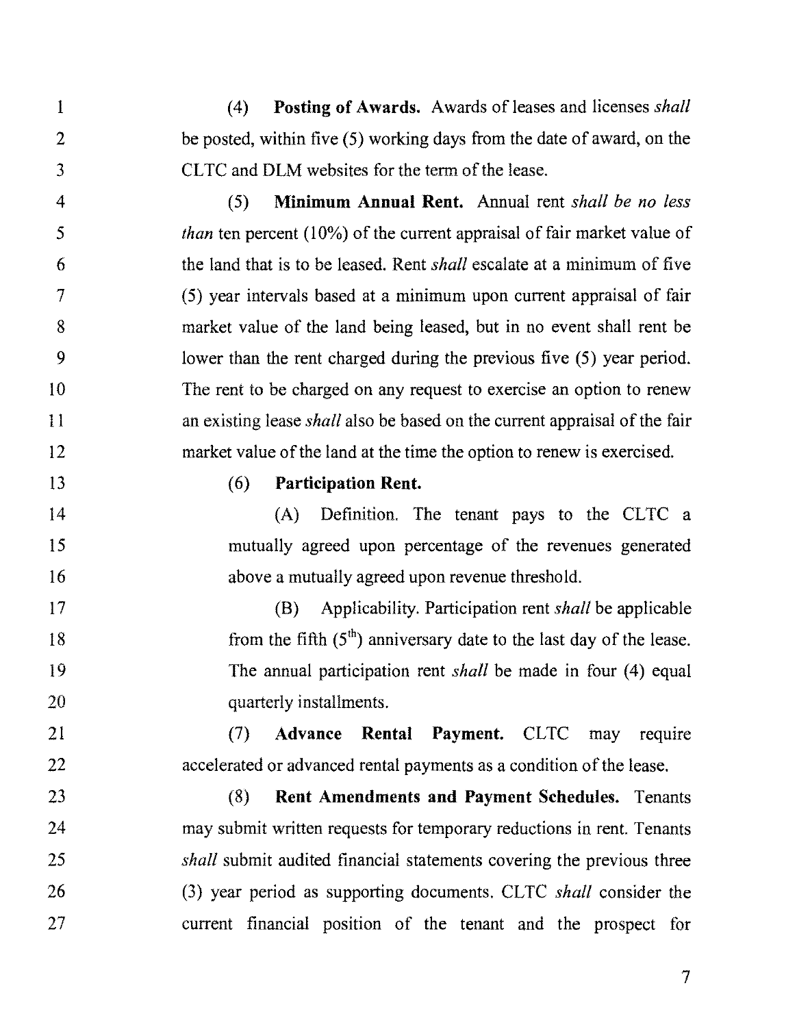(4) **Posting of Awards.** Awards of leases and licenses *shall* be posted, within five (5) working days from the date of award, on the CLTC and DLM websites for the term of the lease.

(5) **Minimum Annual Rent.** Annual rent *shall be no less than* ten percent (10%) of the current appraisal of fair market value of the land that is to be leased. Rent *shall* escalate at a minimum of five (5) year intervals based at a minimum upon current appraisal of fair market value of the land being leased, but in no event shall rent be lower than the rent charged during the previous five (5) year period. The rent to be charged on any request to exercise an option to renew an existing lease *shall* also be based on the current appraisal of the fair market value of the land at the time the option to renew is exercised.

(6) **Participation Rent.**

(A) Definition. The tenant pays to the CLTC a mutually agreed upon percentage of the revenues generated above a mutually agreed upon revenue threshold.

(B) Applicability. Participation rent *shall* be applicable from the fifth ($5^{th}$) anniversary date to the last day of the lease. The annual participation rent *shall* be made in four (4) equal quarterly installments.

(7) **Advance Rental Payment.** CLTC may require accelerated or advanced rental payments as a condition of the lease.

(8) **Rent Amendments and Payment Schedules.** Tenants may submit written requests for temporary reductions in rent. Tenants *shall* submit audited financial statements covering the previous three (3) year period as supporting documents. CLTC *shall* consider the current financial position of the tenant and the prospect for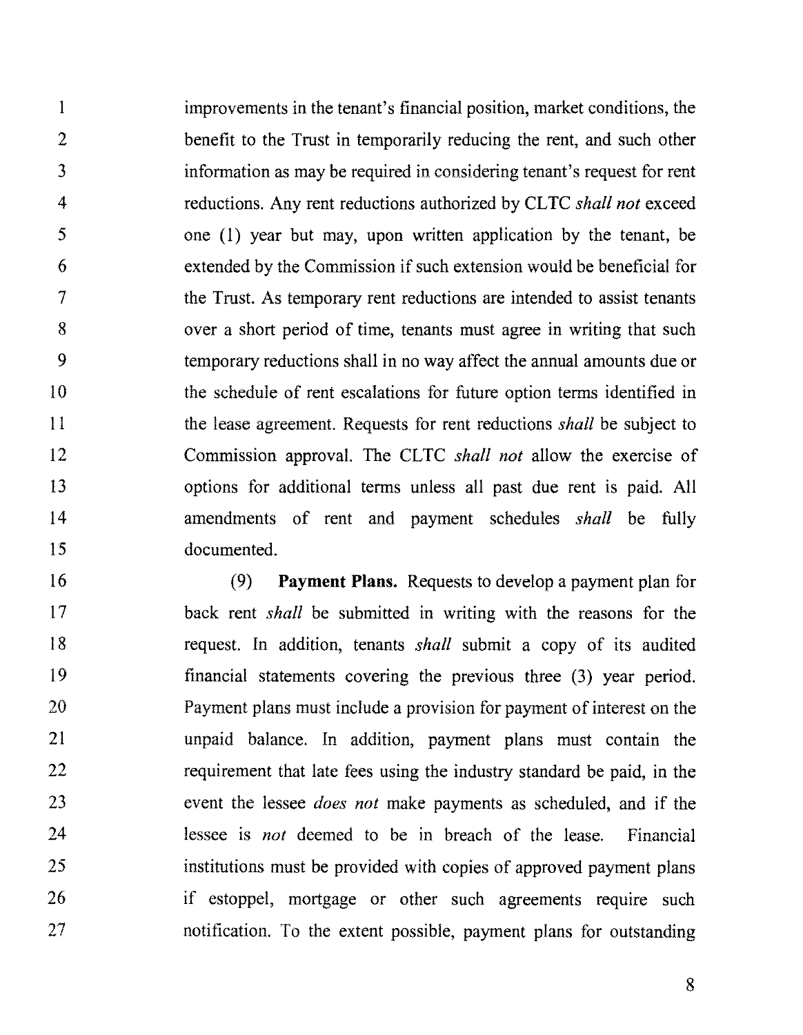improvements in the tenant's financial position, market conditions, the benefit to the Trust in temporarily reducing the rent, and such other information as may be required in considering tenant's request for rent reductions. Any rent reductions authorized by CLTC *shall not* exceed one (1) year but may, upon written application by the tenant, be extended by the Commission if such extension would be beneficial for the Trust. As temporary rent reductions are intended to assist tenants over a short period of time, tenants must agree in writing that such temporary reductions shall in no way affect the annual amounts due or the schedule of rent escalations for future option terms identified in the lease agreement. Requests for rent reductions *shall* be subject to Commission approval. The CLTC *shall not* allow the exercise of options for additional terms unless all past due rent is paid. All amendments of rent and payment schedules *shall* be fully documented.

(9) **Payment Plans.** Requests to develop a payment plan for back rent *shall* be submitted in writing with the reasons for the request. In addition, tenants *shall* submit a copy of its audited financial statements covering the previous three (3) year period. Payment plans must include a provision for payment of interest on the unpaid balance. In addition, payment plans must contain the requirement that late fees using the industry standard be paid, in the event the lessee *does not* make payments as scheduled, and if the lessee is *not* deemed to be in breach of the lease. Financial institutions must be provided with copies of approved payment plans if estoppel, mortgage or other such agreements require such notification. To the extent possible, payment plans for outstanding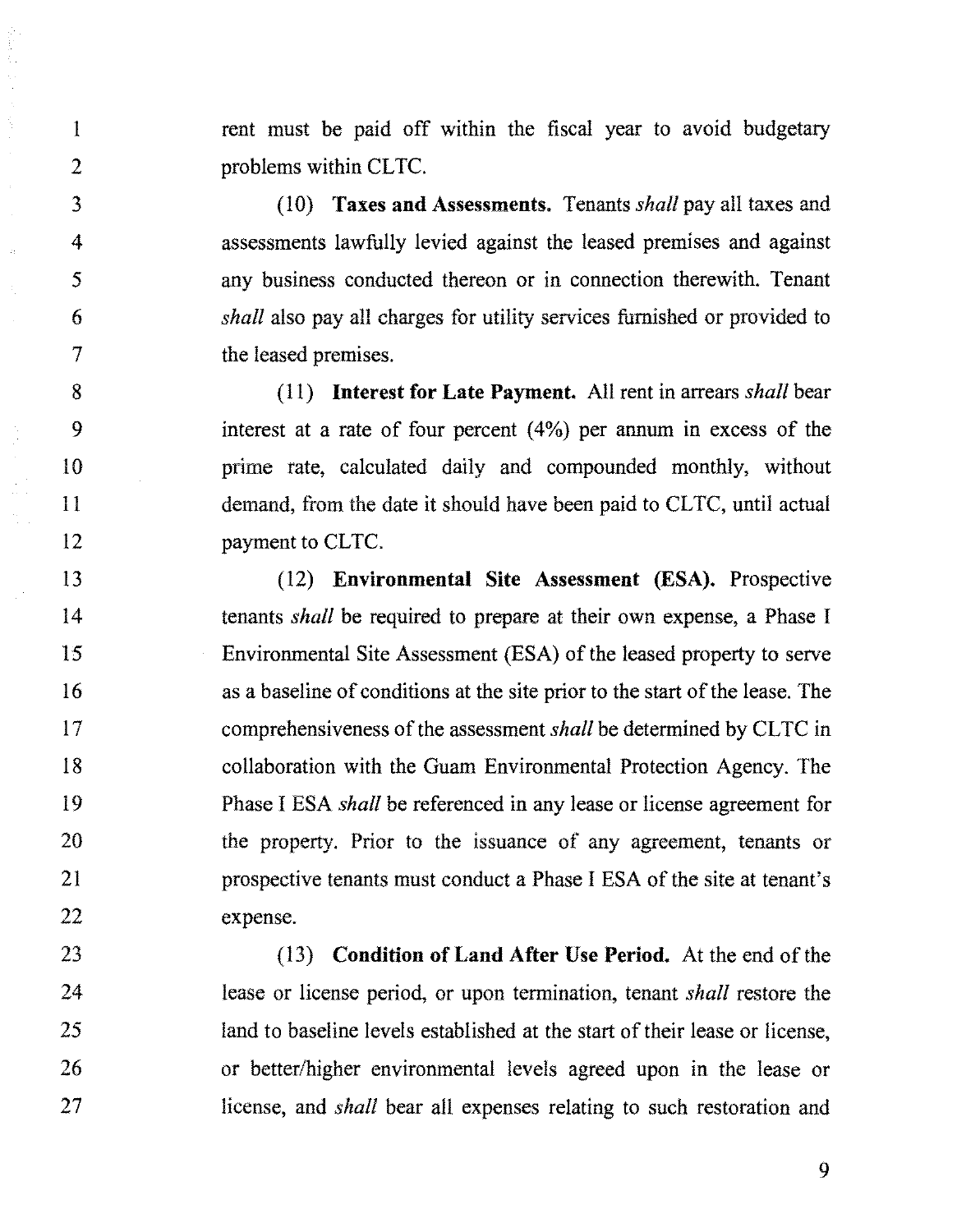rent must be paid off within the fiscal year to avoid budgetary problems within CLTC.

(10) **Taxes and Assessments.** Tenants *shall* pay all taxes and assessments lawfully levied against the leased premises and against any business conducted thereon or in connection therewith. Tenant *shall* also pay all charges for utility services furnished or provided to the leased premises.

(11) **Interest for Late Payment.** All rent in arrears *shall* bear interest at a rate of four percent (4%) per annum in excess of the prime rate, calculated daily and compounded monthly, without demand, from the date it should have been paid to CLTC, until actual payment to CLTC.

(12) **Environmental Site Assessment (ESA).** Prospective tenants *shall* be required to prepare at their own expense, a Phase I Environmental Site Assessment (ESA) of the leased property to serve as a baseline of conditions at the site prior to the start of the lease. The comprehensiveness of the assessment *shall* be determined by CLTC in collaboration with the Guam Environmental Protection Agency. The Phase I ESA *shall* be referenced in any lease or license agreement for the property. Prior to the issuance of any agreement, tenants or prospective tenants must conduct a Phase I ESA of the site at tenant's expense.

(13) **Condition of Land After Use Period.** At the end of the lease or license period, or upon termination, tenant *shall* restore the land to baseline levels established at the start of their lease or license, or better/higher environmental levels agreed upon in the lease or license, and *shall* bear all expenses relating to such restoration and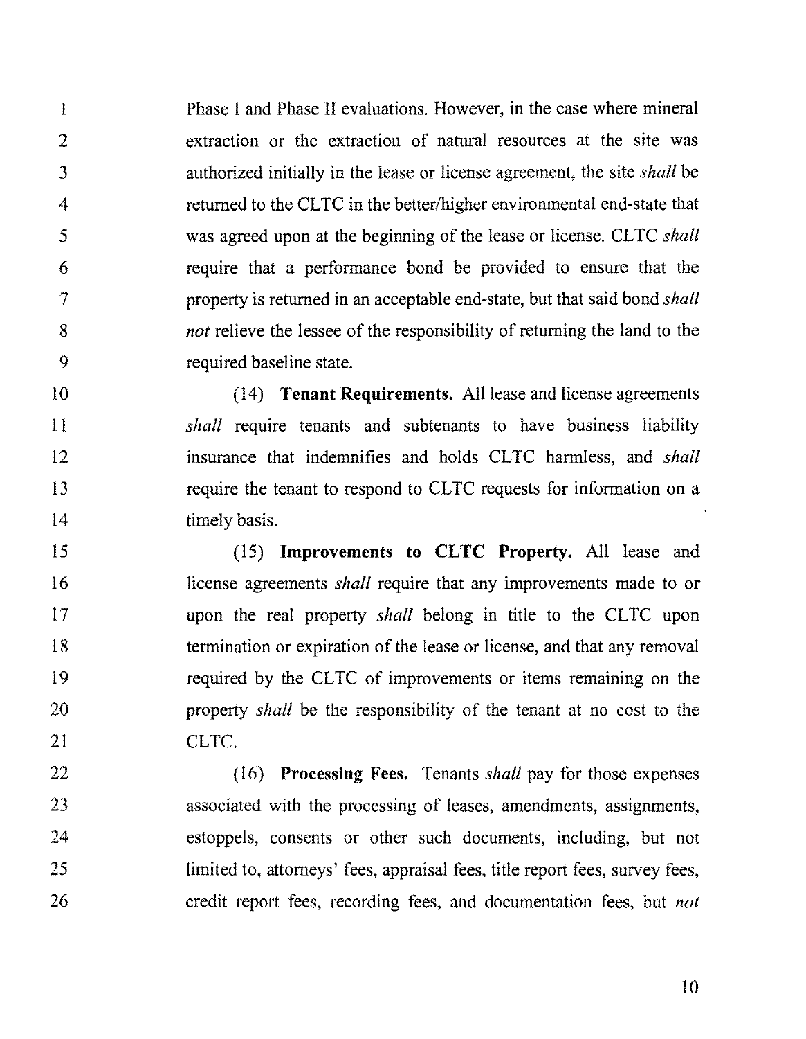Phase I and Phase II evaluations. However, in the case where mineral extraction or the extraction of natural resources at the site was authorized initially in the lease or license agreement, the site *shall* be returned to the CLTC in the better/higher environmental end-state that was agreed upon at the beginning of the lease or license. CLTC *shall* require that a performance bond be provided to ensure that the property is returned in an acceptable end-state, but that said bond *shall not* relieve the lessee of the responsibility of returning the land to the required baseline state.

(14) **Tenant Requirements.** All lease and license agreements *shall* require tenants and subtenants to have business liability insurance that indemnifies and holds CLTC harmless, and *shall* require the tenant to respond to CLTC requests for information on a timely basis.

(15) **Improvements to CLTC Property.** All lease and license agreements *shall* require that any improvements made to or upon the real property *shall* belong in title to the CLTC upon termination or expiration of the lease or license, and that any removal required by the CLTC of improvements or items remaining on the property *shall* be the responsibility of the tenant at no cost to the CLTC.

(16) **Processing Fees.** Tenants *shall* pay for those expenses associated with the processing of leases, amendments, assignments, estoppels, consents or other such documents, including, but not limited to, attorneys' fees, appraisal fees, title report fees, survey fees, credit report fees, recording fees, and documentation fees, but *not*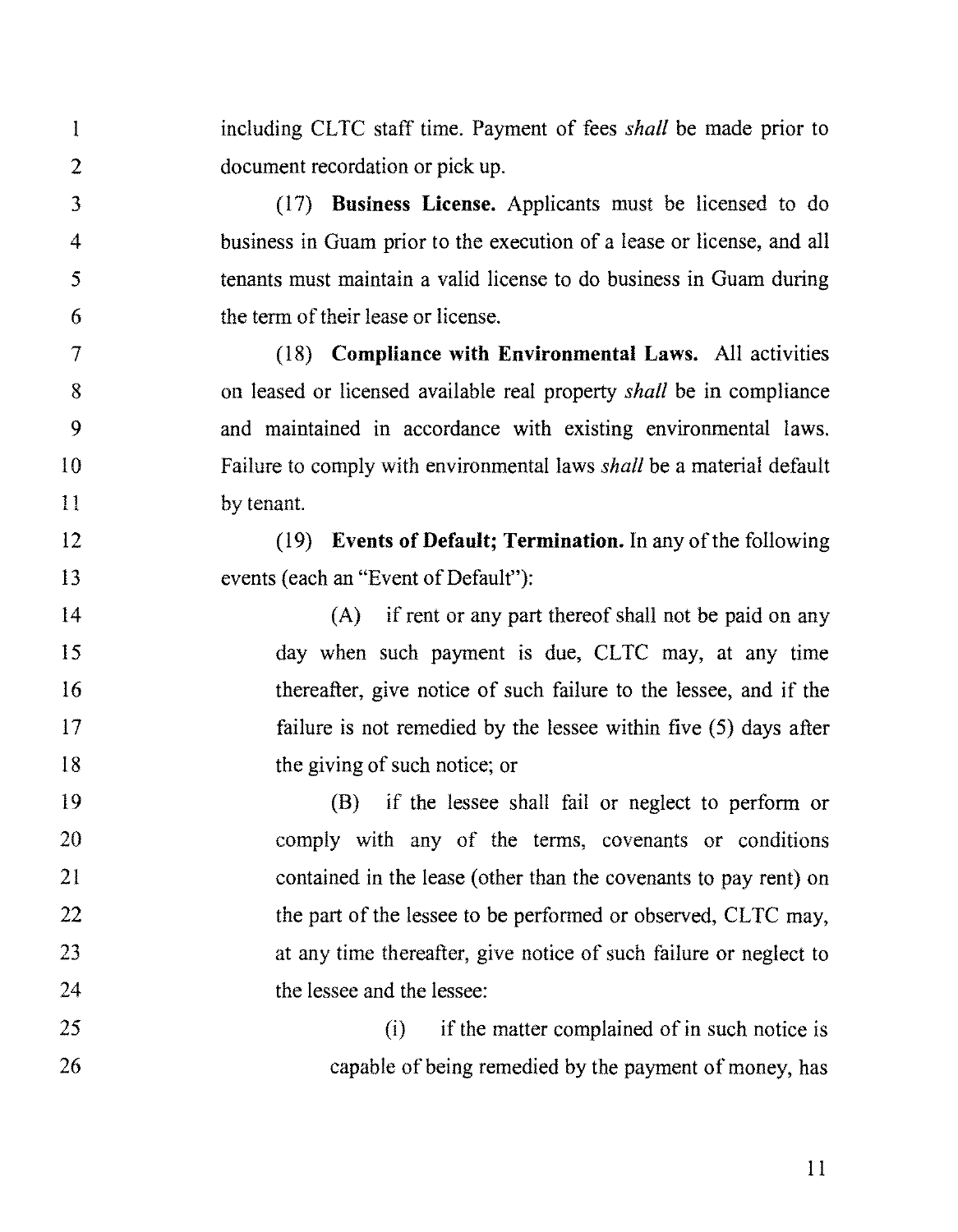including CLTC staff time. Payment of fees *shall* be made prior to document recordation or pick up.

(17) **Business License.** Applicants must be licensed to do business in Guam prior to the execution of a lease or license, and all tenants must maintain a valid license to do business in Guam during the term of their lease or license.

(18) **Compliance with Environmental Laws.** All activities on leased or licensed available real property *shall* be in compliance and maintained in accordance with existing environmental laws. Failure to comply with environmental laws *shall* be a material default by tenant.

(19) **Events of Default; Termination.** In any of the following events (each an "Event of Default"):

(A) if rent or any part thereof shall not be paid on any day when such payment is due, CLTC may, at any time thereafter, give notice of such failure to the lessee, and if the failure is not remedied by the lessee within five (5) days after the giving of such notice; or

(B) if the lessee shall fail or neglect to perform or comply with any of the terms, covenants or conditions contained in the lease (other than the covenants to pay rent) on the part of the lessee to be performed or observed, CLTC may, at any time thereafter, give notice of such failure or neglect to the lessee and the lessee:

(i) if the matter complained of in such notice is capable of being remedied by the payment of money, has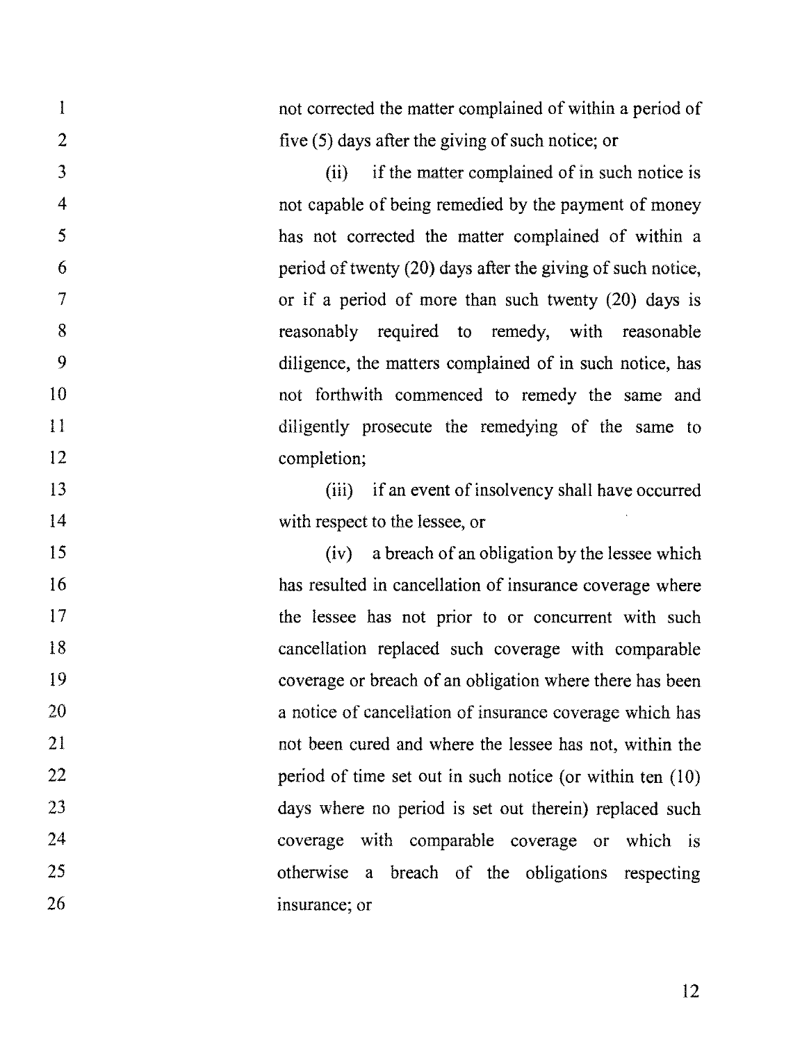not corrected the matter complained of within a period of five (5) days after the giving of such notice; or

(ii) if the matter complained of in such notice is not capable of being remedied by the payment of money has not corrected the matter complained of within a period of twenty (20) days after the giving of such notice, or if a period of more than such twenty (20) days is reasonably required to remedy, with reasonable diligence, the matters complained of in such notice, has not forthwith commenced to remedy the same and diligently prosecute the remedying of the same to completion;

(iii) if an event of insolvency shall have occurred with respect to the lessee, or

(iv) a breach of an obligation by the lessee which has resulted in cancellation of insurance coverage where the lessee has not prior to or concurrent with such cancellation replaced such coverage with comparable coverage or breach of an obligation where there has been a notice of cancellation of insurance coverage which has not been cured and where the lessee has not, within the period of time set out in such notice (or within ten (10) days where no period is set out therein) replaced such coverage with comparable coverage or which is otherwise a breach of the obligations respecting insurance; or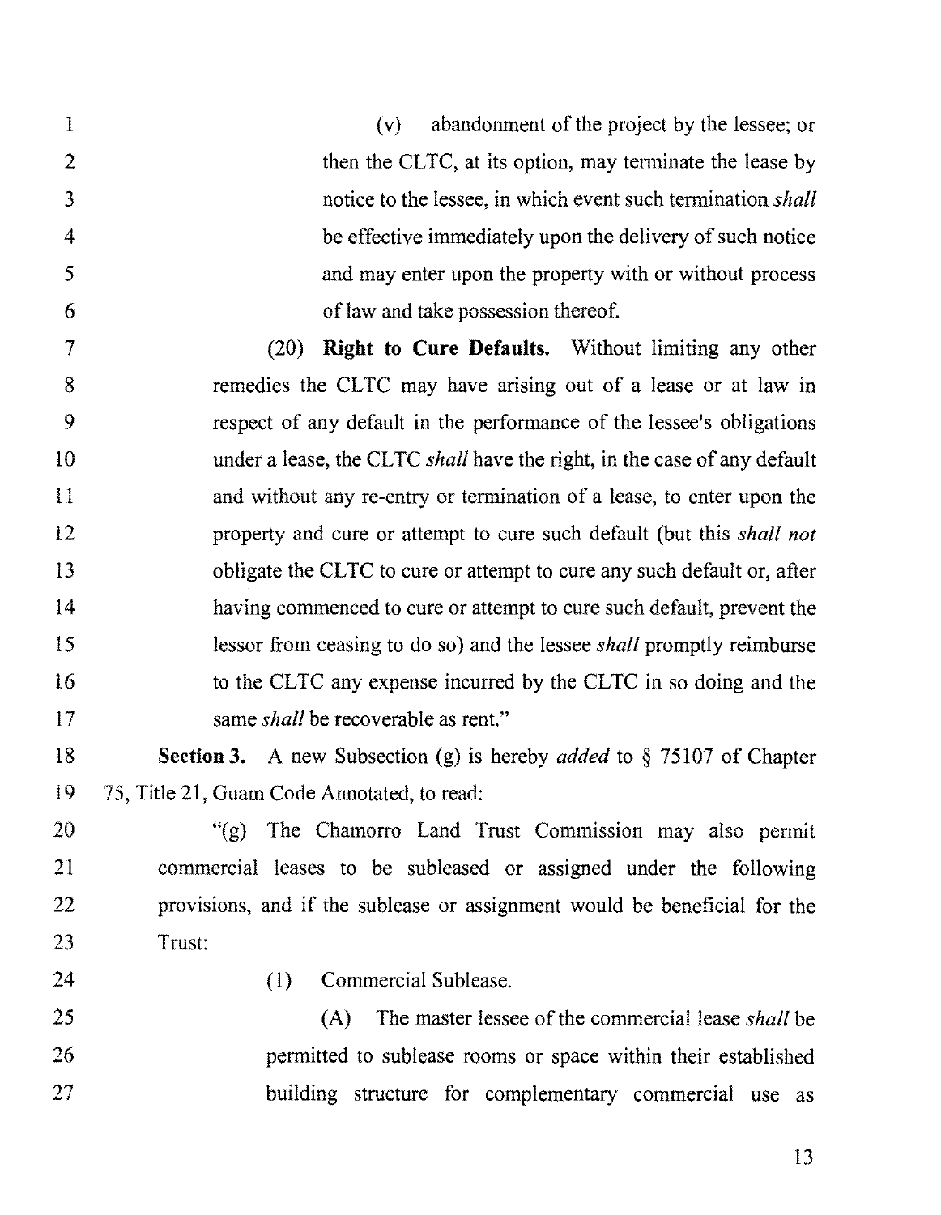(v) abandonment of the project by the lessee; or then the CLTC, at its option, may terminate the lease by notice to the lessee, in which event such termination *shall* be effective immediately upon the delivery of such notice and may enter upon the property with or without process of law and take possession thereof.

(20) **Right to Cure Defaults.** Without limiting any other remedies the CLTC may have arising out of a lease or at law in respect of any default in the performance of the lessee's obligations under a lease, the CLTC *shall* have the right, in the case of any default and without any re-entry or termination of a lease, to enter upon the property and cure or attempt to cure such default (but this *shall not* obligate the CLTC to cure or attempt to cure any such default or, after having commenced to cure or attempt to cure such default, prevent the lessor from ceasing to do so) and the lessee *shall* promptly reimburse to the CLTC any expense incurred by the CLTC in so doing and the same *shall* be recoverable as rent."

**Section 3.** A new Subsection (g) is hereby *added* to § 75107 of Chapter 75, Title 21, Guam Code Annotated, to read:

"(g) The Chamorro Land Trust Commission may also permit commercial leases to be subleased or assigned under the following provisions, and if the sublease or assignment would be beneficial for the Trust:

(1) Commercial Sublease.

(A) The master lessee of the commercial lease *shall* be permitted to sublease rooms or space within their established building structure for complementary commercial use as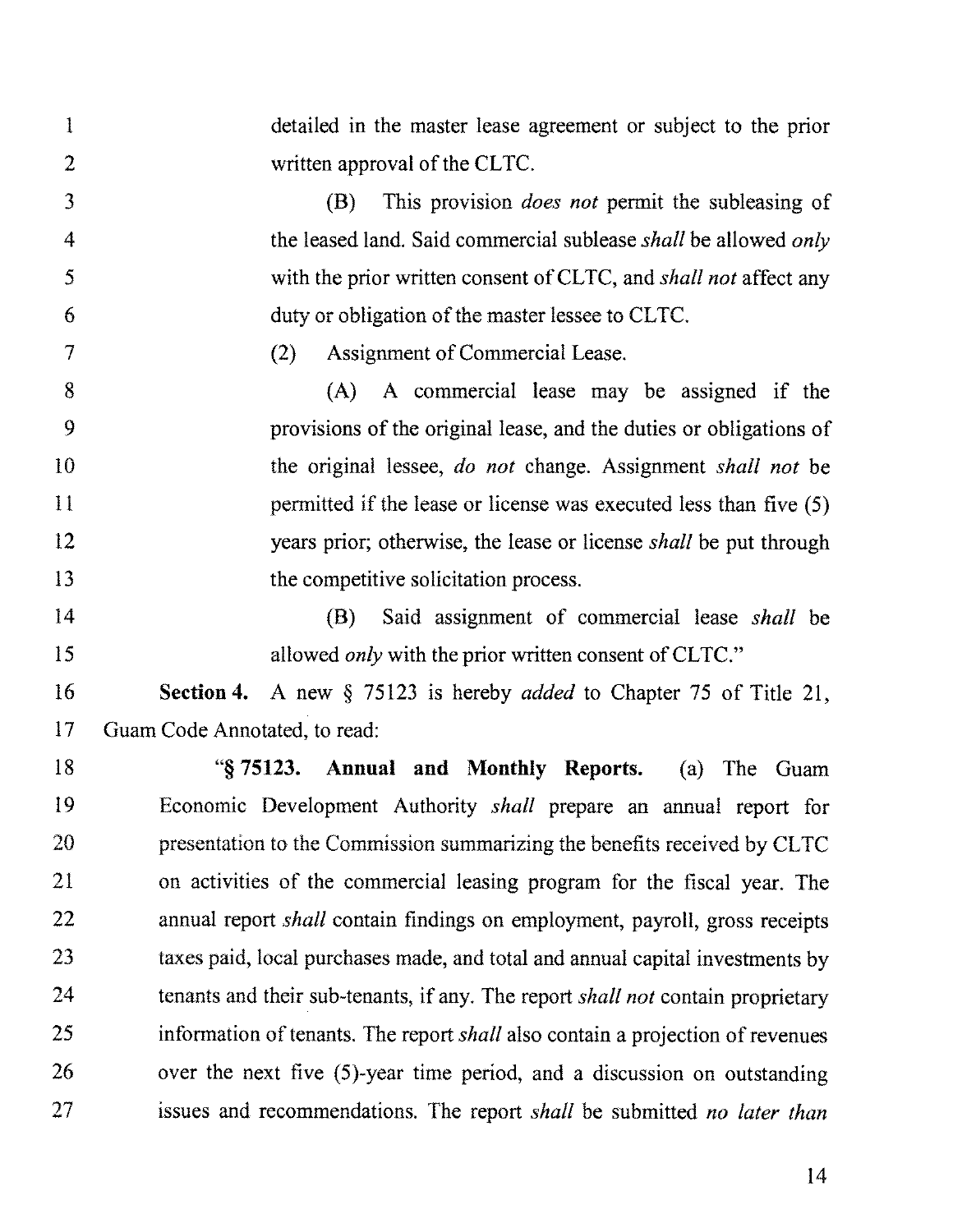detailed in the master lease agreement or subject to the prior written approval of the CLTC.

(B) This provision *does not* permit the subleasing of the leased land. Said commercial sublease *shall* be allowed *only* with the prior written consent of CLTC, and *shall not* affect any duty or obligation of the master lessee to CLTC.

(2) Assignment of Commercial Lease.

(A) A commercial lease may be assigned if the provisions of the original lease, and the duties or obligations of the original lessee, *do not* change. Assignment *shall not* be permitted if the lease or license was executed less than five (5) years prior; otherwise, the lease or license *shall* be put through the competitive solicitation process.

(B) Said assignment of commercial lease *shall* be allowed *only* with the prior written consent of CLTC."

**Section 4.** A new § 75123 is hereby *added* to Chapter 75 of Title 21, Guam Code Annotated, to read:

"**§ 75123. Annual and Monthly Reports.** (a) The Guam Economic Development Authority *shall* prepare an annual report for presentation to the Commission summarizing the benefits received by CLTC on activities of the commercial leasing program for the fiscal year. The annual report *shall* contain findings on employment, payroll, gross receipts taxes paid, local purchases made, and total and annual capital investments by tenants and their sub-tenants, if any. The report *shall not* contain proprietary information of tenants. The report *shall* also contain a projection of revenues over the next five (5)-year time period, and a discussion on outstanding issues and recommendations. The report *shall* be submitted *no later than*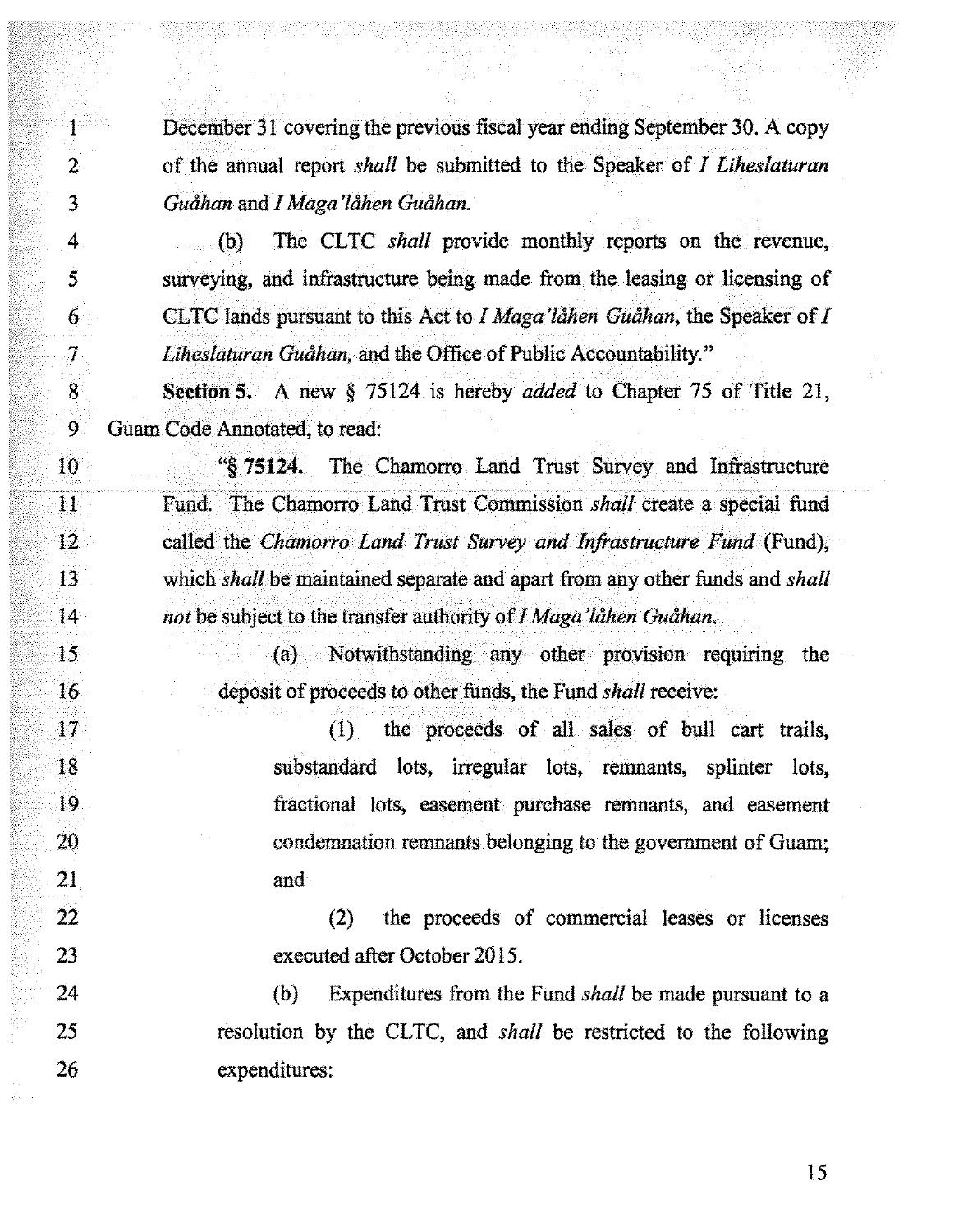December 31 covering the previous fiscal year ending September 30. A copy of the annual report *shall* be submitted to the Speaker of *I Liheslaturan Guåhan* and *I Maga'låhen Guåhan.*

(b) The CLTC *shall* provide monthly reports on the revenue, surveying, and infrastructure being made from the leasing or licensing of CLTC lands pursuant to this Act to *I Maga'låhen Guåhan*, the Speaker of *I Liheslaturan Guåhan*, and the Office of Public Accountability."

**Section 5.** A new § 75124 is hereby *added* to Chapter 75 of Title 21, Guam Code Annotated, to read:

"**§ 75124.** The Chamorro Land Trust Survey and Infrastructure Fund. The Chamorro Land Trust Commission *shall* create a special fund called the *Chamorro Land Trust Survey and Infrastructure Fund* (Fund), which *shall* be maintained separate and apart from any other funds and *shall not* be subject to the transfer authority of *I Maga'låhen Guåhan*.

(a) Notwithstanding any other provision requiring the deposit of proceeds to other funds, the Fund *shall* receive:

(1) the proceeds of all sales of bull cart trails, substandard lots, irregular lots, remnants, splinter lots, fractional lots, easement purchase remnants, and easement condemnation remnants belonging to the government of Guam; and

(2) the proceeds of commercial leases or licenses executed after October 2015.

(b) Expenditures from the Fund *shall* be made pursuant to a resolution by the CLTC, and *shall* be restricted to the following expenditures: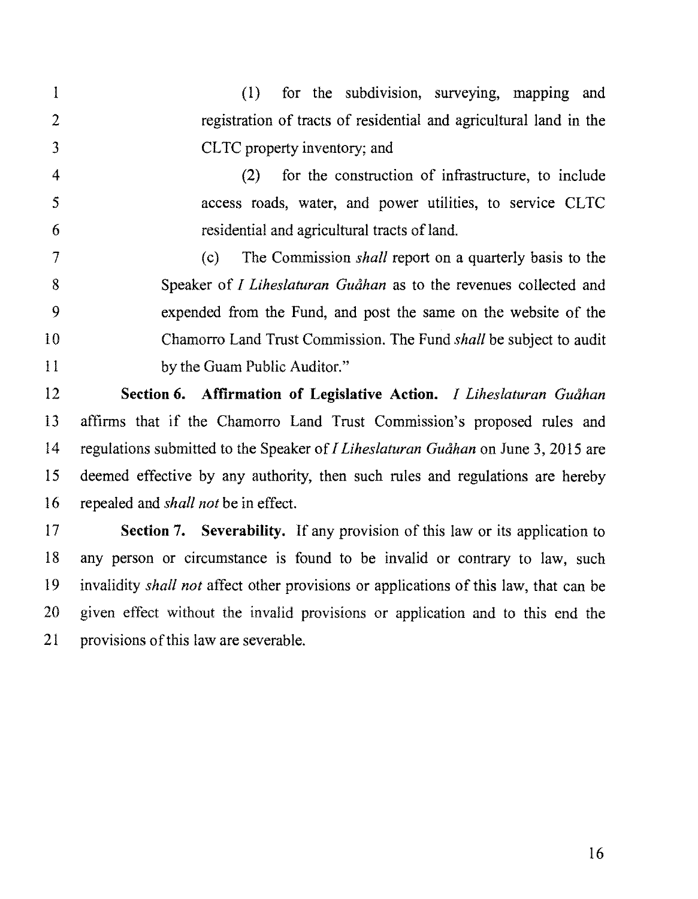(1) for the subdivision, surveying, mapping and registration of tracts of residential and agricultural land in the CLTC property inventory; and

(2) for the construction of infrastructure, to include access roads, water, and power utilities, to service CLTC residential and agricultural tracts of land.

(c) The Commission *shall* report on a quarterly basis to the Speaker of *I Liheslaturan Guåhan* as to the revenues collected and expended from the Fund, and post the same on the website of the Chamorro Land Trust Commission. The Fund *shall* be subject to audit by the Guam Public Auditor."

**Section 6. Affirmation of Legislative Action.** *I Liheslaturan Guåhan* affirms that if the Chamorro Land Trust Commission's proposed rules and regulations submitted to the Speaker of *I Liheslaturan Guåhan* on June 3, 2015 are deemed effective by any authority, then such rules and regulations are hereby repealed and *shall not* be in effect.

**Section 7. Severability.** If any provision of this law or its application to any person or circumstance is found to be invalid or contrary to law, such invalidity *shall not* affect other provisions or applications of this law, that can be given effect without the invalid provisions or application and to this end the provisions of this law are severable.